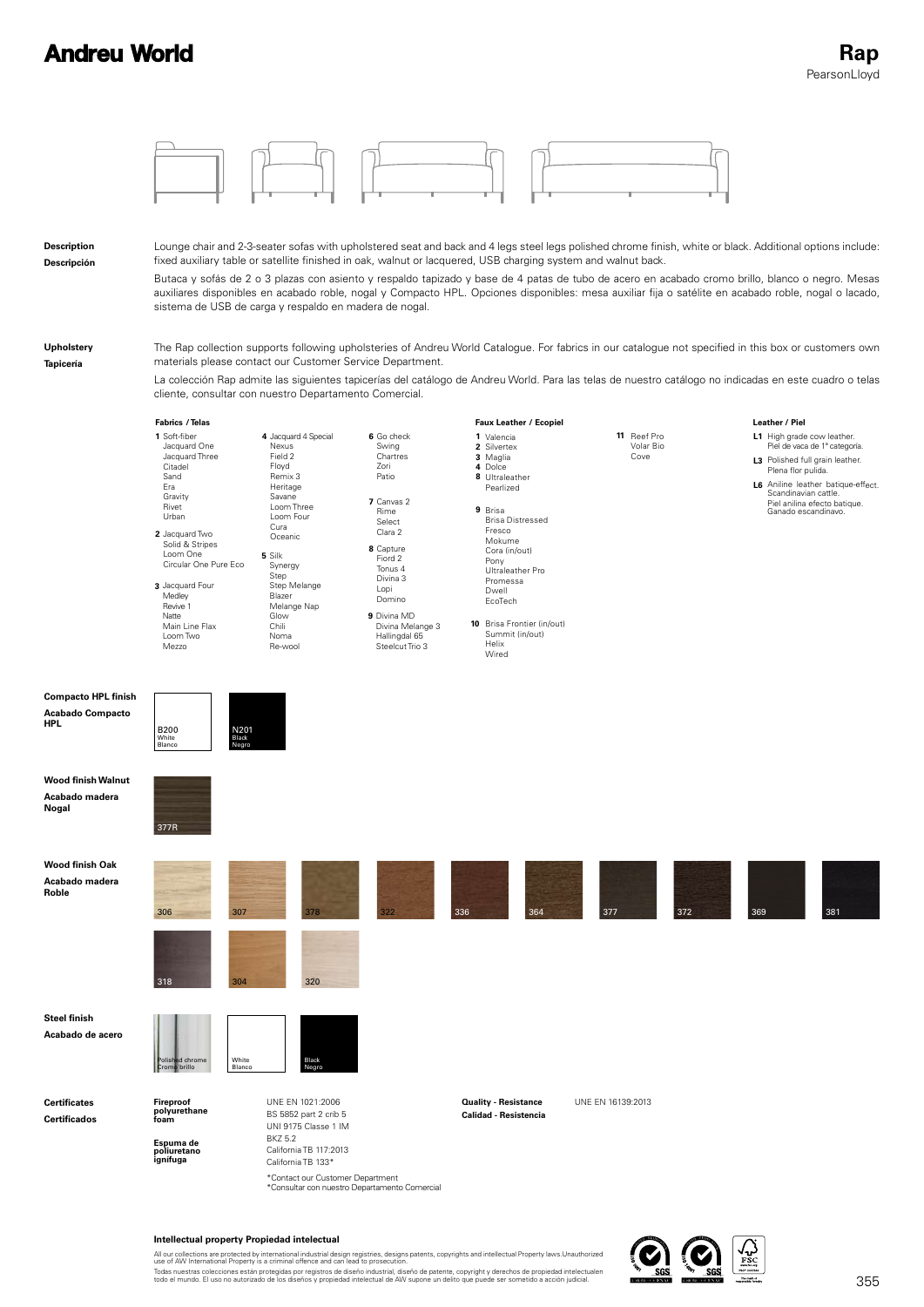# Andreu World

## Rap
PearsonLloyd

**Description**
**Descripción**

Lounge chair and 2-3-seater sofas with upholstered seat and back and 4 legs steel legs polished chrome finish, white or black. Additional options include: fixed auxiliary table or satellite finished in oak, walnut or lacquered, USB charging system and walnut back.

Butaca y sofás de 2 o 3 plazas con asiento y respaldo tapizado y base de 4 patas de tubo de acero en acabado cromo brillo, blanco o negro. Mesas auxiliares disponibles en acabado roble, nogal y Compacto HPL. Opciones disponibles: mesa auxiliar fija o satélite en acabado roble, nogal o lacado, sistema de USB de carga y respaldo en madera de nogal.

**Upholstery**
**Tapicería**

The Rap collection supports following upholsteries of Andreu World Catalogue. For fabrics in our catalogue not specified in this box or customers own materials please contact our Customer Service Department.

La colección Rap admite las siguientes tapicerías del catálogo de Andreu World. Para las telas de nuestro catálogo no indicadas en este cuadro o telas cliente, consultar con nuestro Departamento Comercial.

**Fabrics / Telas**

**1** Soft-fiber, Jacquard One, Jacquard Three, Citadel, Sand, Era, Gravity, Rivet, Urban

**2** Jacquard Two, Solid & Stripes, Loom One, Circular One Pure Eco

**3** Jacquard Four, Medley, Revive 1, Natte, Main Line Flax, Loom Two, Mezzo

**4** Jacquard 4 Special, Nexus, Field 2, Floyd, Remix 3, Heritage, Savane, Loom Three, Loom Four, Cura, Oceanic

**5** Silk, Synergy, Step, Step Melange, Blazer, Melange Nap, Glow, Chili, Noma, Re-wool

**6** Go check, Swing, Chartres, Zori, Patio

**7** Canvas 2, Rime, Select, Clara 2

**8** Capture, Fiord 2, Tonus 4, Divina 3, Lopi, Domino

**9** Divina MD, Divina Melange 3, Hallingdal 65, Steelcut Trio 3

**Faux Leather / Ecopiel**

**1** Valencia

**2** Silvertex

**3** Maglia

**4** Dolce

**8** Ultraleather Pearlized

**9** Brisa, Brisa Distressed, Fresco, Mokume, Cora (in/out), Pony, Ultraleather Pro, Promessa, Dwell, EcoTech

**10** Brisa Frontier (in/out), Summit (in/out), Helix, Wired

**11** Reef Pro, Volar Bio, Cove

**Leather / Piel**

**L1** High grade cow leather. Piel de vaca de 1ª categoría.

**L3** Polished full grain leather. Plena flor pulida.

**L6** Aniline leather batique-effect. Scandinavian cattle. Piel anilina efecto batique. Ganado escandinavo.

**Compacto HPL finish**
**Acabado Compacto HPL**

B200 White / Blanco
N201 Black / Negro

**Wood finish Walnut**
**Acabado madera Nogal**

377R

**Wood finish Oak**
**Acabado madera Roble**

306, 307, 378, 322, 336, 364, 377, 372, 369, 381, 318, 304, 320

**Steel finish**
**Acabado de acero**

Polished chrome / Cromo brillo
White / Blanco
Black / Negro

**Certificates**
**Certificados**

**Fireproof polyurethane foam**
**Espuma de poliuretano ignífuga**

UNE EN 1021:2006
BS 5852 part 2 crib 5
UNI 9175 Classe 1 IM
BKZ 5.2
California TB 117:2013
California TB 133*

*Contact our Customer Department
*Consultar con nuestro Departamento Comercial

**Quality - Resistance**
**Calidad - Resistencia**

UNE EN 16139:2013

**Intellectual property Propiedad intelectual**

All our collections are protected by international industrial design registries, designs patents, copyrights and intellectual Property laws.Unauthorized use of AW International Property is a criminal offence and can lead to prosecution.
Todas nuestras colecciones están protegidas por registros de diseño industrial, diseño de patente, copyright y derechos de propiedad intelectualen todo el mundo. El uso no autorizado de los diseños y propiedad intelectual de AW supone un delito que puede ser sometido a acción judicial.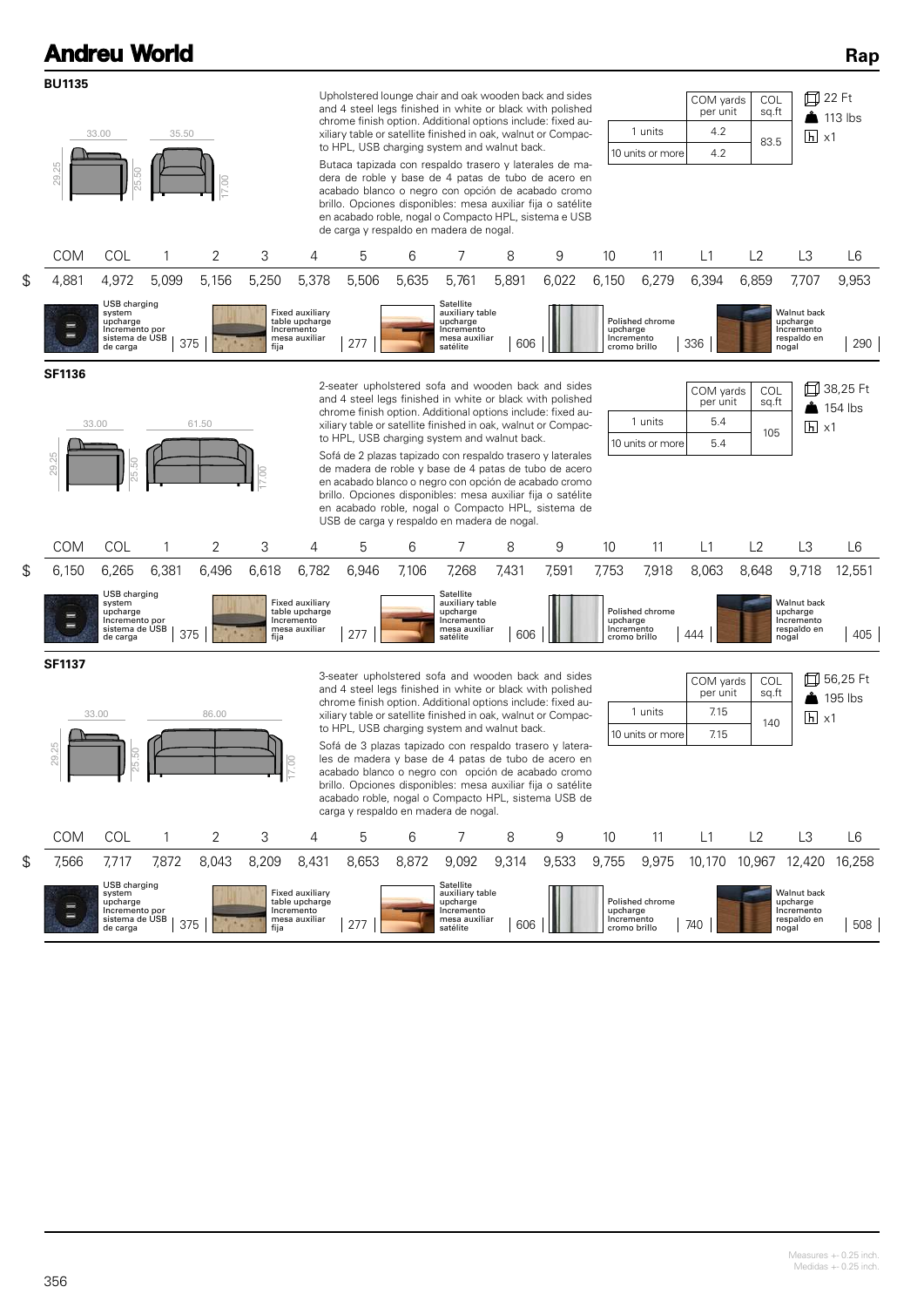## BU1135

33.00 35.50 29.25 25.50 17.00

Upholstered lounge chair and oak wooden back and sides and 4 steel legs finished in white or black with polished chrome finish option. Additional options include: fixed auxiliary table or satellite finished in oak, walnut or Compacto HPL, USB charging system and walnut back.

Butaca tapizada con respaldo trasero y laterales de madera de roble y base de 4 patas de tubo de acero en acabado blanco o negro con opción de acabado cromo brillo. Opciones disponibles: mesa auxiliar fija o satélite en acabado roble, nogal o Compacto HPL, sistema e USB de carga y respaldo en madera de nogal.

| | COM yards per unit | COL sq.ft |
|---|---|---|
| 1 units | 4.2 | 83.5 |
| 10 units or more | 4.2 | |

22 Ft
113 lbs
x1

| | COM | COL | 1 | 2 | 3 | 4 | 5 | 6 | 7 | 8 | 9 | 10 | 11 | L1 | L2 | L3 | L6 |
|---|---|---|---|---|---|---|---|---|---|---|---|---|---|---|---|---|---|
| $ | 4,881 | 4,972 | 5,099 | 5,156 | 5,250 | 5,378 | 5,506 | 5,635 | 5,761 | 5,891 | 6,022 | 6,150 | 6,279 | 6,394 | 6,859 | 7,707 | 9,953 |

USB charging system upcharge / Incremento por sistema de USB de carga: 375
Fixed auxiliary table upcharge / Incremento mesa auxiliar fija: 277
Satellite auxiliary table upcharge / Incremento mesa auxiliar satélite: 606
Polished chrome upcharge / Incremento cromo brillo: 336
Walnut back upcharge / Incremento respaldo en nogal: 290

## SF1136

33.00 61.50 29.25 25.50 17.00

2-seater upholstered sofa and wooden back and sides and 4 steel legs finished in white or black with polished chrome finish option. Additional options include: fixed auxiliary table or satellite finished in oak, walnut or Compacto HPL, USB charging system and walnut back.

Sofá de 2 plazas tapizado con respaldo trasero y laterales de madera de roble y base de 4 patas de tubo de acero en acabado blanco o negro con opción de acabado cromo brillo. Opciones disponibles: mesa auxiliar fija o satélite en acabado roble, nogal o Compacto HPL, sistema de USB de carga y respaldo en madera de nogal.

| | COM yards per unit | COL sq.ft |
|---|---|---|
| 1 units | 5.4 | 105 |
| 10 units or more | 5.4 | |

38,25 Ft
154 lbs
x1

| | COM | COL | 1 | 2 | 3 | 4 | 5 | 6 | 7 | 8 | 9 | 10 | 11 | L1 | L2 | L3 | L6 |
|---|---|---|---|---|---|---|---|---|---|---|---|---|---|---|---|---|---|
| $ | 6,150 | 6,265 | 6,381 | 6,496 | 6,618 | 6,782 | 6,946 | 7,106 | 7,268 | 7,431 | 7,591 | 7,753 | 7,918 | 8,063 | 8,648 | 9,718 | 12,551 |

USB charging system upcharge / Incremento por sistema de USB de carga: 375
Fixed auxiliary table upcharge / Incremento mesa auxiliar fija: 277
Satellite auxiliary table upcharge / Incremento mesa auxiliar satélite: 606
Polished chrome upcharge / Incremento cromo brillo: 444
Walnut back upcharge / Incremento respaldo en nogal: 405

## SF1137

33.00 86.00 29.25 25.50 17.00

3-seater upholstered sofa and wooden back and sides and 4 steel legs finished in white or black with polished chrome finish option. Additional options include: fixed auxiliary table or satellite finished in oak, walnut or Compacto HPL, USB charging system and walnut back.

Sofá de 3 plazas tapizado con respaldo trasero y laterales de madera de roble y base de 4 patas de tubo de acero en acabado blanco o negro con opción de acabado cromo brillo. Opciones disponibles: mesa auxiliar fija o satélite acabado roble, nogal o Compacto HPL, sistema USB de carga y respaldo en madera de nogal.

| | COM yards per unit | COL sq.ft |
|---|---|---|
| 1 units | 7.15 | 140 |
| 10 units or more | 7.15 | |

56,25 Ft
195 lbs
x1

| | COM | COL | 1 | 2 | 3 | 4 | 5 | 6 | 7 | 8 | 9 | 10 | 11 | L1 | L2 | L3 | L6 |
|---|---|---|---|---|---|---|---|---|---|---|---|---|---|---|---|---|---|
| $ | 7,566 | 7,717 | 7,872 | 8,043 | 8,209 | 8,431 | 8,653 | 8,872 | 9,092 | 9,314 | 9,533 | 9,755 | 9,975 | 10,170 | 10,967 | 12,420 | 16,258 |

USB charging system upcharge / Incremento por sistema de USB de carga: 375
Fixed auxiliary table upcharge / Incremento mesa auxiliar fija: 277
Satellite auxiliary table upcharge / Incremento mesa auxiliar satélite: 606
Polished chrome upcharge / Incremento cromo brillo: 740
Walnut back upcharge / Incremento respaldo en nogal: 508

Measures +- 0.25 inch.
Medidas +- 0.25 inch.